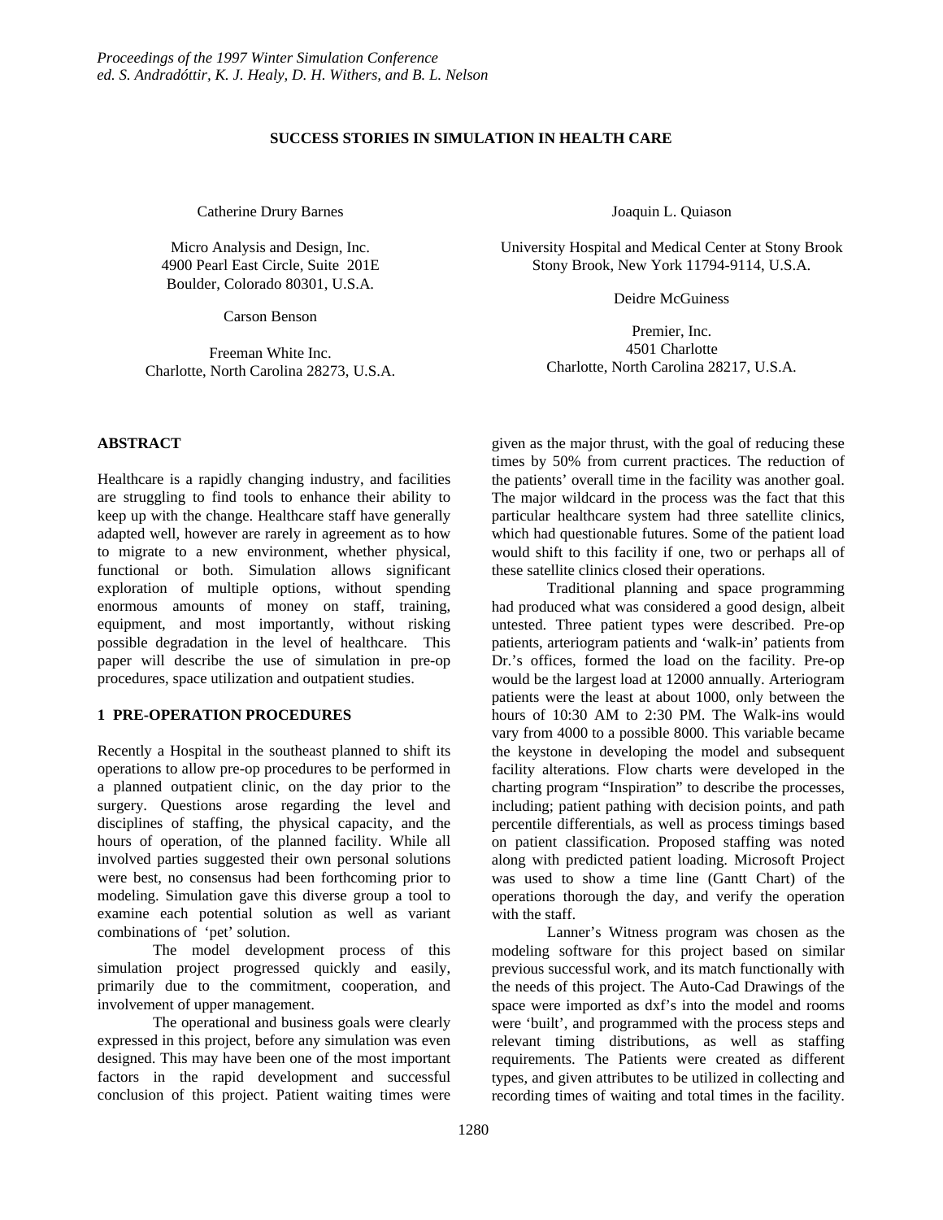*Proceedings of the 1997 Winter Simulation Conference*
*ed. S. Andradóttir, K. J. Healy, D. H. Withers, and B. L. Nelson*

# SUCCESS STORIES IN SIMULATION IN HEALTH CARE

Catherine Drury Barnes

Micro Analysis and Design, Inc.
4900 Pearl East Circle, Suite 201E
Boulder, Colorado 80301, U.S.A.

Carson Benson

Freeman White Inc.
Charlotte, North Carolina 28273, U.S.A.

Joaquin L. Quiason

University Hospital and Medical Center at Stony Brook
Stony Brook, New York 11794-9114, U.S.A.

Deidre McGuiness

Premier, Inc.
4501 Charlotte
Charlotte, North Carolina 28217, U.S.A.

## ABSTRACT

Healthcare is a rapidly changing industry, and facilities are struggling to find tools to enhance their ability to keep up with the change. Healthcare staff have generally adapted well, however are rarely in agreement as to how to migrate to a new environment, whether physical, functional or both. Simulation allows significant exploration of multiple options, without spending enormous amounts of money on staff, training, equipment, and most importantly, without risking possible degradation in the level of healthcare. This paper will describe the use of simulation in pre-op procedures, space utilization and outpatient studies.

## 1 PRE-OPERATION PROCEDURES

Recently a Hospital in the southeast planned to shift its operations to allow pre-op procedures to be performed in a planned outpatient clinic, on the day prior to the surgery. Questions arose regarding the level and disciplines of staffing, the physical capacity, and the hours of operation, of the planned facility. While all involved parties suggested their own personal solutions were best, no consensus had been forthcoming prior to modeling. Simulation gave this diverse group a tool to examine each potential solution as well as variant combinations of 'pet' solution.

The model development process of this simulation project progressed quickly and easily, primarily due to the commitment, cooperation, and involvement of upper management.

The operational and business goals were clearly expressed in this project, before any simulation was even designed. This may have been one of the most important factors in the rapid development and successful conclusion of this project. Patient waiting times were given as the major thrust, with the goal of reducing these times by 50% from current practices. The reduction of the patients' overall time in the facility was another goal. The major wildcard in the process was the fact that this particular healthcare system had three satellite clinics, which had questionable futures. Some of the patient load would shift to this facility if one, two or perhaps all of these satellite clinics closed their operations.

Traditional planning and space programming had produced what was considered a good design, albeit untested. Three patient types were described. Pre-op patients, arteriogram patients and 'walk-in' patients from Dr.'s offices, formed the load on the facility. Pre-op would be the largest load at 12000 annually. Arteriogram patients were the least at about 1000, only between the hours of 10:30 AM to 2:30 PM. The Walk-ins would vary from 4000 to a possible 8000. This variable became the keystone in developing the model and subsequent facility alterations. Flow charts were developed in the charting program "Inspiration" to describe the processes, including; patient pathing with decision points, and path percentile differentials, as well as process timings based on patient classification. Proposed staffing was noted along with predicted patient loading. Microsoft Project was used to show a time line (Gantt Chart) of the operations thorough the day, and verify the operation with the staff.

Lanner's Witness program was chosen as the modeling software for this project based on similar previous successful work, and its match functionally with the needs of this project. The Auto-Cad Drawings of the space were imported as dxf's into the model and rooms were 'built', and programmed with the process steps and relevant timing distributions, as well as staffing requirements. The Patients were created as different types, and given attributes to be utilized in collecting and recording times of waiting and total times in the facility.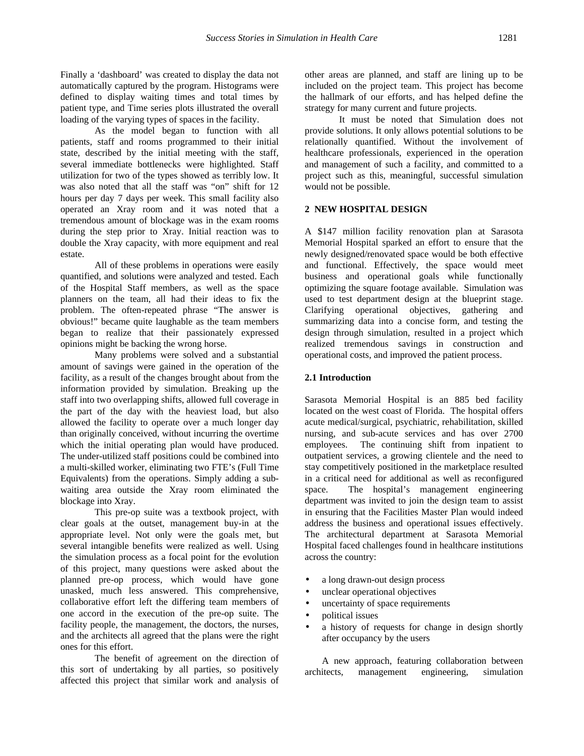Finally a 'dashboard' was created to display the data not automatically captured by the program. Histograms were defined to display waiting times and total times by patient type, and Time series plots illustrated the overall loading of the varying types of spaces in the facility.

As the model began to function with all patients, staff and rooms programmed to their initial state, described by the initial meeting with the staff, several immediate bottlenecks were highlighted. Staff utilization for two of the types showed as terribly low. It was also noted that all the staff was "on" shift for 12 hours per day 7 days per week. This small facility also operated an Xray room and it was noted that a tremendous amount of blockage was in the exam rooms during the step prior to Xray. Initial reaction was to double the Xray capacity, with more equipment and real estate.

All of these problems in operations were easily quantified, and solutions were analyzed and tested. Each of the Hospital Staff members, as well as the space planners on the team, all had their ideas to fix the problem. The often-repeated phrase "The answer is obvious!" became quite laughable as the team members began to realize that their passionately expressed opinions might be backing the wrong horse.

Many problems were solved and a substantial amount of savings were gained in the operation of the facility, as a result of the changes brought about from the information provided by simulation. Breaking up the staff into two overlapping shifts, allowed full coverage in the part of the day with the heaviest load, but also allowed the facility to operate over a much longer day than originally conceived, without incurring the overtime which the initial operating plan would have produced. The under-utilized staff positions could be combined into a multi-skilled worker, eliminating two FTE's (Full Time Equivalents) from the operations. Simply adding a sub-waiting area outside the Xray room eliminated the blockage into Xray.

This pre-op suite was a textbook project, with clear goals at the outset, management buy-in at the appropriate level. Not only were the goals met, but several intangible benefits were realized as well. Using the simulation process as a focal point for the evolution of this project, many questions were asked about the planned pre-op process, which would have gone unasked, much less answered. This comprehensive, collaborative effort left the differing team members of one accord in the execution of the pre-op suite. The facility people, the management, the doctors, the nurses, and the architects all agreed that the plans were the right ones for this effort.

The benefit of agreement on the direction of this sort of undertaking by all parties, so positively affected this project that similar work and analysis of other areas are planned, and staff are lining up to be included on the project team. This project has become the hallmark of our efforts, and has helped define the strategy for many current and future projects.

It must be noted that Simulation does not provide solutions. It only allows potential solutions to be relationally quantified. Without the involvement of healthcare professionals, experienced in the operation and management of such a facility, and committed to a project such as this, meaningful, successful simulation would not be possible.

## 2 NEW HOSPITAL DESIGN

A $147 million facility renovation plan at Sarasota Memorial Hospital sparked an effort to ensure that the newly designed/renovated space would be both effective and functional. Effectively, the space would meet business and operational goals while functionally optimizing the square footage available. Simulation was used to test department design at the blueprint stage. Clarifying operational objectives, gathering and summarizing data into a concise form, and testing the design through simulation, resulted in a project which realized tremendous savings in construction and operational costs, and improved the patient process.

### 2.1 Introduction

Sarasota Memorial Hospital is an 885 bed facility located on the west coast of Florida. The hospital offers acute medical/surgical, psychiatric, rehabilitation, skilled nursing, and sub-acute services and has over 2700 employees. The continuing shift from inpatient to outpatient services, a growing clientele and the need to stay competitively positioned in the marketplace resulted in a critical need for additional as well as reconfigured space. The hospital's management engineering department was invited to join the design team to assist in ensuring that the Facilities Master Plan would indeed address the business and operational issues effectively. The architectural department at Sarasota Memorial Hospital faced challenges found in healthcare institutions across the country:

- a long drawn-out design process
- unclear operational objectives
- uncertainty of space requirements
- political issues
- a history of requests for change in design shortly after occupancy by the users

A new approach, featuring collaboration between architects, management engineering, simulation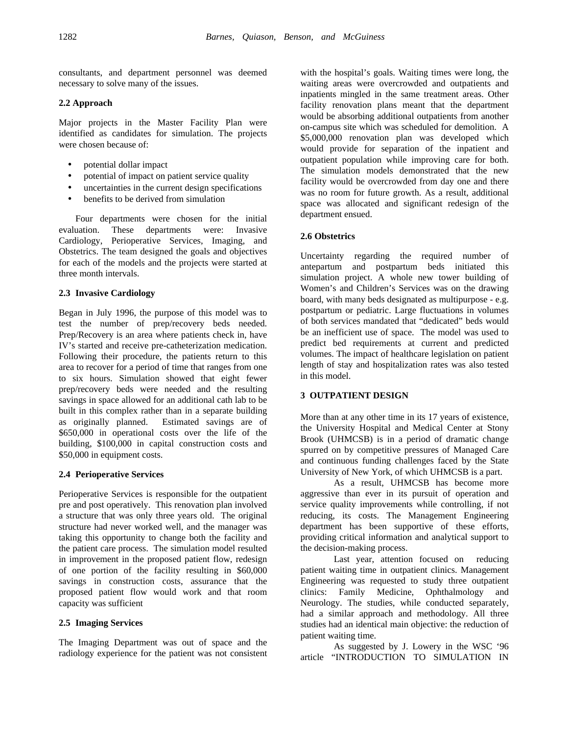consultants, and department personnel was deemed necessary to solve many of the issues.

### 2.2 Approach

Major projects in the Master Facility Plan were identified as candidates for simulation. The projects were chosen because of:

- potential dollar impact
- potential of impact on patient service quality
- uncertainties in the current design specifications
- benefits to be derived from simulation

Four departments were chosen for the initial evaluation. These departments were: Invasive Cardiology, Perioperative Services, Imaging, and Obstetrics. The team designed the goals and objectives for each of the models and the projects were started at three month intervals.

### 2.3 Invasive Cardiology

Began in July 1996, the purpose of this model was to test the number of prep/recovery beds needed. Prep/Recovery is an area where patients check in, have IV's started and receive pre-catheterization medication. Following their procedure, the patients return to this area to recover for a period of time that ranges from one to six hours. Simulation showed that eight fewer prep/recovery beds were needed and the resulting savings in space allowed for an additional cath lab to be built in this complex rather than in a separate building as originally planned. Estimated savings are of $650,000 in operational costs over the life of the building, $100,000 in capital construction costs and $50,000 in equipment costs.

### 2.4 Perioperative Services

Perioperative Services is responsible for the outpatient pre and post operatively. This renovation plan involved a structure that was only three years old. The original structure had never worked well, and the manager was taking this opportunity to change both the facility and the patient care process. The simulation model resulted in improvement in the proposed patient flow, redesign of one portion of the facility resulting in $60,000 savings in construction costs, assurance that the proposed patient flow would work and that room capacity was sufficient

### 2.5 Imaging Services

The Imaging Department was out of space and the radiology experience for the patient was not consistent with the hospital's goals. Waiting times were long, the waiting areas were overcrowded and outpatients and inpatients mingled in the same treatment areas. Other facility renovation plans meant that the department would be absorbing additional outpatients from another on-campus site which was scheduled for demolition. A $5,000,000 renovation plan was developed which would provide for separation of the inpatient and outpatient population while improving care for both. The simulation models demonstrated that the new facility would be overcrowded from day one and there was no room for future growth. As a result, additional space was allocated and significant redesign of the department ensued.

### 2.6 Obstetrics

Uncertainty regarding the required number of antepartum and postpartum beds initiated this simulation project. A whole new tower building of Women's and Children's Services was on the drawing board, with many beds designated as multipurpose - e.g. postpartum or pediatric. Large fluctuations in volumes of both services mandated that "dedicated" beds would be an inefficient use of space. The model was used to predict bed requirements at current and predicted volumes. The impact of healthcare legislation on patient length of stay and hospitalization rates was also tested in this model.

## 3 OUTPATIENT DESIGN

More than at any other time in its 17 years of existence, the University Hospital and Medical Center at Stony Brook (UHMCSB) is in a period of dramatic change spurred on by competitive pressures of Managed Care and continuous funding challenges faced by the State University of New York, of which UHMCSB is a part.

As a result, UHMCSB has become more aggressive than ever in its pursuit of operation and service quality improvements while controlling, if not reducing, its costs. The Management Engineering department has been supportive of these efforts, providing critical information and analytical support to the decision-making process.

Last year, attention focused on reducing patient waiting time in outpatient clinics. Management Engineering was requested to study three outpatient clinics: Family Medicine, Ophthalmology and Neurology. The studies, while conducted separately, had a similar approach and methodology. All three studies had an identical main objective: the reduction of patient waiting time.

As suggested by J. Lowery in the WSC '96 article "INTRODUCTION TO SIMULATION IN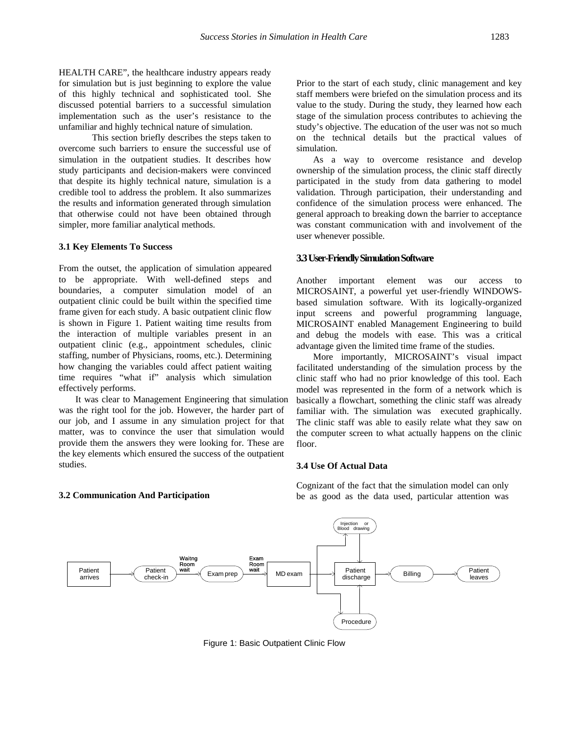HEALTH CARE", the healthcare industry appears ready for simulation but is just beginning to explore the value of this highly technical and sophisticated tool. She discussed potential barriers to a successful simulation implementation such as the user's resistance to the unfamiliar and highly technical nature of simulation.

This section briefly describes the steps taken to overcome such barriers to ensure the successful use of simulation in the outpatient studies. It describes how study participants and decision-makers were convinced that despite its highly technical nature, simulation is a credible tool to address the problem. It also summarizes the results and information generated through simulation that otherwise could not have been obtained through simpler, more familiar analytical methods.

### 3.1 Key Elements To Success

From the outset, the application of simulation appeared to be appropriate. With well-defined steps and boundaries, a computer simulation model of an outpatient clinic could be built within the specified time frame given for each study. A basic outpatient clinic flow is shown in Figure 1. Patient waiting time results from the interaction of multiple variables present in an outpatient clinic (e.g., appointment schedules, clinic staffing, number of Physicians, rooms, etc.). Determining how changing the variables could affect patient waiting time requires "what if" analysis which simulation effectively performs.

It was clear to Management Engineering that simulation was the right tool for the job. However, the harder part of our job, and I assume in any simulation project for that matter, was to convince the user that simulation would provide them the answers they were looking for. These are the key elements which ensured the success of the outpatient studies.

### 3.2 Communication And Participation

Prior to the start of each study, clinic management and key staff members were briefed on the simulation process and its value to the study. During the study, they learned how each stage of the simulation process contributes to achieving the study's objective. The education of the user was not so much on the technical details but the practical values of simulation.

As a way to overcome resistance and develop ownership of the simulation process, the clinic staff directly participated in the study from data gathering to model validation. Through participation, their understanding and confidence of the simulation process were enhanced. The general approach to breaking down the barrier to acceptance was constant communication with and involvement of the user whenever possible.

### 3.3 User-Friendly Simulation Software

Another important element was our access to MICROSAINT, a powerful yet user-friendly WINDOWS-based simulation software. With its logically-organized input screens and powerful programming language, MICROSAINT enabled Management Engineering to build and debug the models with ease. This was a critical advantage given the limited time frame of the studies.

More importantly, MICROSAINT's visual impact facilitated understanding of the simulation process by the clinic staff who had no prior knowledge of this tool. Each model was represented in the form of a network which is basically a flowchart, something the clinic staff was already familiar with. The simulation was executed graphically. The clinic staff was able to easily relate what they saw on the computer screen to what actually happens on the clinic floor.

### 3.4 Use Of Actual Data

Cognizant of the fact that the simulation model can only be as good as the data used, particular attention was

Patient arrives → Patient check-in → (Waitng Room wait) → Exam prep → (Exam Room wait) → MD exam → [Injection or Blood drawing / Procedure] → Patient discharge → Billing → Patient leaves

Figure 1: Basic Outpatient Clinic Flow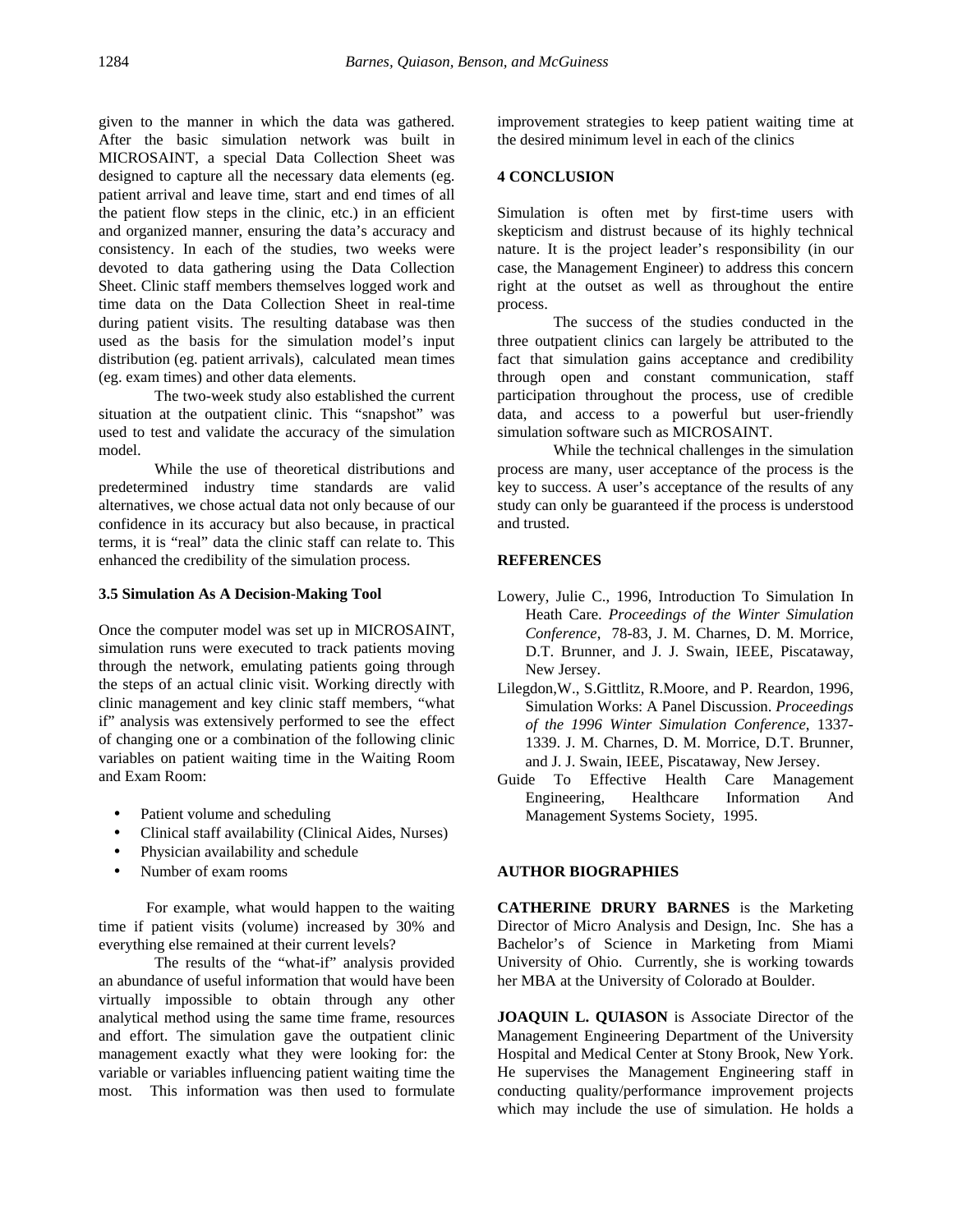given to the manner in which the data was gathered. After the basic simulation network was built in MICROSAINT, a special Data Collection Sheet was designed to capture all the necessary data elements (eg. patient arrival and leave time, start and end times of all the patient flow steps in the clinic, etc.) in an efficient and organized manner, ensuring the data's accuracy and consistency. In each of the studies, two weeks were devoted to data gathering using the Data Collection Sheet. Clinic staff members themselves logged work and time data on the Data Collection Sheet in real-time during patient visits. The resulting database was then used as the basis for the simulation model's input distribution (eg. patient arrivals), calculated mean times (eg. exam times) and other data elements.

The two-week study also established the current situation at the outpatient clinic. This "snapshot" was used to test and validate the accuracy of the simulation model.

While the use of theoretical distributions and predetermined industry time standards are valid alternatives, we chose actual data not only because of our confidence in its accuracy but also because, in practical terms, it is "real" data the clinic staff can relate to. This enhanced the credibility of the simulation process.

### 3.5 Simulation As A Decision-Making Tool

Once the computer model was set up in MICROSAINT, simulation runs were executed to track patients moving through the network, emulating patients going through the steps of an actual clinic visit. Working directly with clinic management and key clinic staff members, "what if" analysis was extensively performed to see the effect of changing one or a combination of the following clinic variables on patient waiting time in the Waiting Room and Exam Room:

- Patient volume and scheduling
- Clinical staff availability (Clinical Aides, Nurses)
- Physician availability and schedule
- Number of exam rooms

For example, what would happen to the waiting time if patient visits (volume) increased by 30% and everything else remained at their current levels?

The results of the "what-if" analysis provided an abundance of useful information that would have been virtually impossible to obtain through any other analytical method using the same time frame, resources and effort. The simulation gave the outpatient clinic management exactly what they were looking for: the variable or variables influencing patient waiting time the most. This information was then used to formulate improvement strategies to keep patient waiting time at the desired minimum level in each of the clinics

## 4 CONCLUSION

Simulation is often met by first-time users with skepticism and distrust because of its highly technical nature. It is the project leader's responsibility (in our case, the Management Engineer) to address this concern right at the outset as well as throughout the entire process.

The success of the studies conducted in the three outpatient clinics can largely be attributed to the fact that simulation gains acceptance and credibility through open and constant communication, staff participation throughout the process, use of credible data, and access to a powerful but user-friendly simulation software such as MICROSAINT.

While the technical challenges in the simulation process are many, user acceptance of the process is the key to success. A user's acceptance of the results of any study can only be guaranteed if the process is understood and trusted.

## REFERENCES

Lowery, Julie C., 1996, Introduction To Simulation In Heath Care. *Proceedings of the Winter Simulation Conference*, 78-83, J. M. Charnes, D. M. Morrice, D.T. Brunner, and J. J. Swain, IEEE, Piscataway, New Jersey.

Lilegdon,W., S.Gittlitz, R.Moore, and P. Reardon, 1996, Simulation Works: A Panel Discussion. *Proceedings of the 1996 Winter Simulation Conference*, 1337-1339. J. M. Charnes, D. M. Morrice, D.T. Brunner, and J. J. Swain, IEEE, Piscataway, New Jersey.

Guide To Effective Health Care Management Engineering, Healthcare Information And Management Systems Society, 1995.

## AUTHOR BIOGRAPHIES

**CATHERINE DRURY BARNES** is the Marketing Director of Micro Analysis and Design, Inc. She has a Bachelor's of Science in Marketing from Miami University of Ohio. Currently, she is working towards her MBA at the University of Colorado at Boulder.

**JOAQUIN L. QUIASON** is Associate Director of the Management Engineering Department of the University Hospital and Medical Center at Stony Brook, New York. He supervises the Management Engineering staff in conducting quality/performance improvement projects which may include the use of simulation. He holds a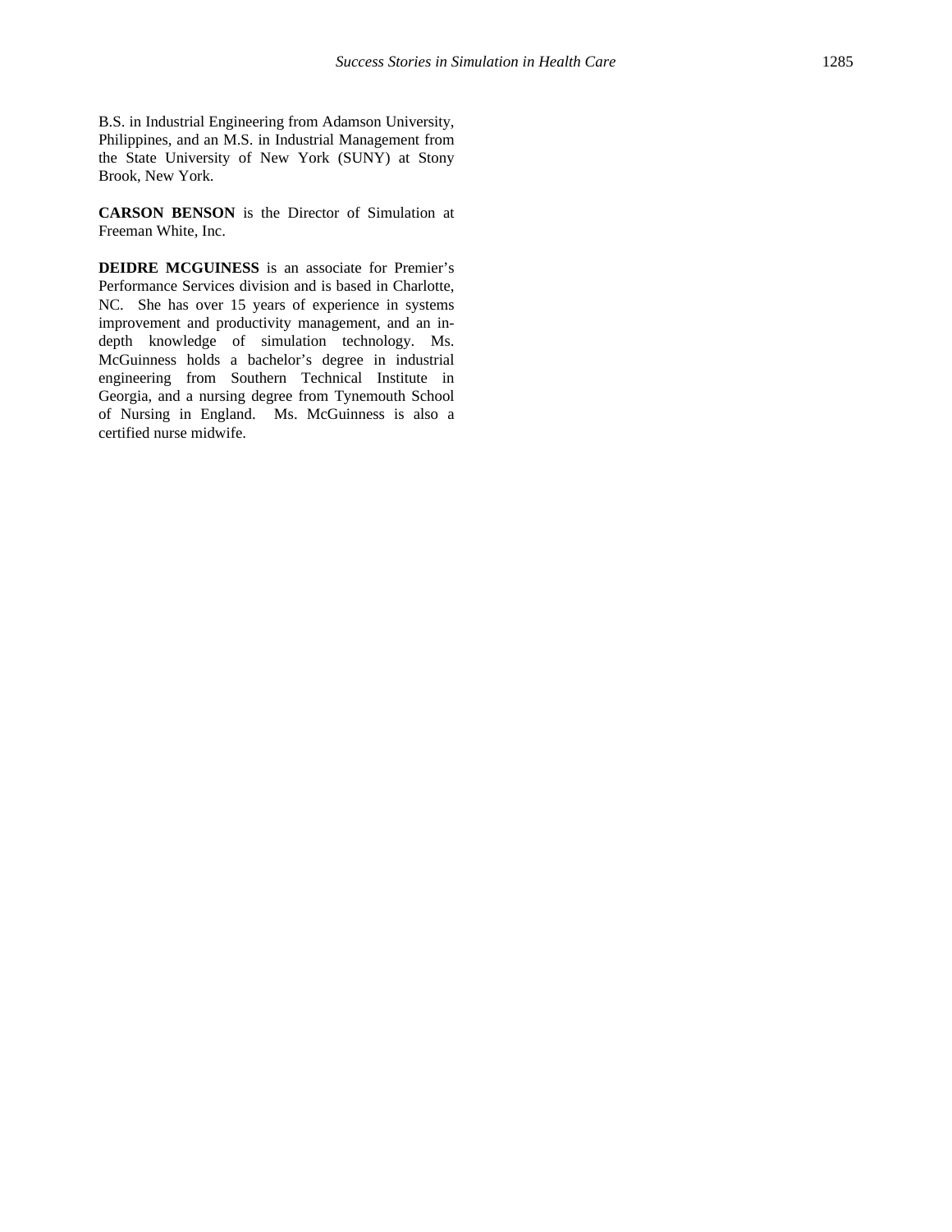B.S. in Industrial Engineering from Adamson University, Philippines, and an M.S. in Industrial Management from the State University of New York (SUNY) at Stony Brook, New York.

**CARSON BENSON** is the Director of Simulation at Freeman White, Inc.

**DEIDRE MCGUINESS** is an associate for Premier's Performance Services division and is based in Charlotte, NC. She has over 15 years of experience in systems improvement and productivity management, and an in-depth knowledge of simulation technology. Ms. McGuinness holds a bachelor's degree in industrial engineering from Southern Technical Institute in Georgia, and a nursing degree from Tynemouth School of Nursing in England. Ms. McGuinness is also a certified nurse midwife.